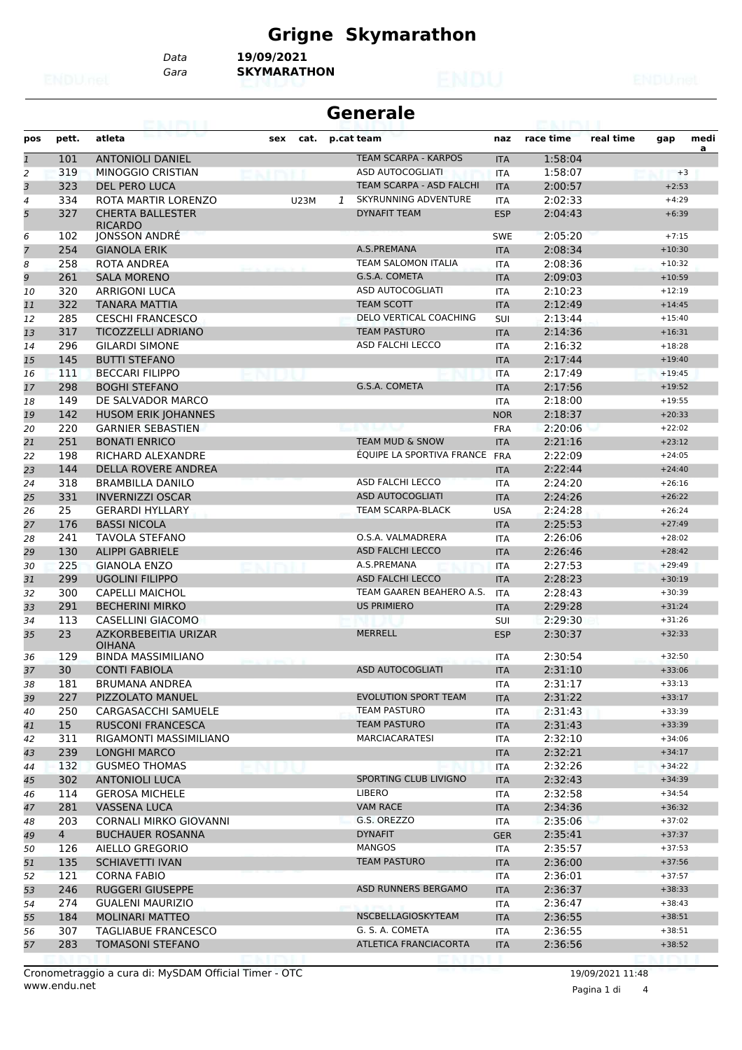# Grigne Skymarathon

Data **19/09/2021**
Gara **SKYMARATHON**

## Generale

| pos | pett. | atleta | sex | cat. | p.cat | team | naz | race time | real time | gap | medi a |
|---|---|---|---|---|---|---|---|---|---|---|---|
| 1 | 101 | ANTONIOLI DANIEL | | | | TEAM SCARPA - KARPOS | ITA | 1:58:04 | | | |
| 2 | 319 | MINOGGIO CRISTIAN | | | | ASD AUTOCOGLIATI | ITA | 1:58:07 | | +3 | |
| 3 | 323 | DEL PERO LUCA | | | | TEAM SCARPA - ASD FALCHI | ITA | 2:00:57 | | +2:53 | |
| 4 | 334 | ROTA MARTIR LORENZO | | U23M | 1 | SKYRUNNING ADVENTURE | ITA | 2:02:33 | | +4:29 | |
| 5 | 327 | CHERTA BALLESTER RICARDO | | | | DYNAFIT TEAM | ESP | 2:04:43 | | +6:39 | |
| 6 | 102 | JONSSON ANDRÉ | | | | | SWE | 2:05:20 | | +7:15 | |
| 7 | 254 | GIANOLA ERIK | | | | A.S.PREMANA | ITA | 2:08:34 | | +10:30 | |
| 8 | 258 | ROTA ANDREA | | | | TEAM SALOMON ITALIA | ITA | 2:08:36 | | +10:32 | |
| 9 | 261 | SALA MORENO | | | | G.S.A. COMETA | ITA | 2:09:03 | | +10:59 | |
| 10 | 320 | ARRIGONI LUCA | | | | ASD AUTOCOGLIATI | ITA | 2:10:23 | | +12:19 | |
| 11 | 322 | TANARA MATTIA | | | | TEAM SCOTT | ITA | 2:12:49 | | +14:45 | |
| 12 | 285 | CESCHI FRANCESCO | | | | DELO VERTICAL COACHING | SUI | 2:13:44 | | +15:40 | |
| 13 | 317 | TICOZZELLI ADRIANO | | | | TEAM PASTURO | ITA | 2:14:36 | | +16:31 | |
| 14 | 296 | GILARDI SIMONE | | | | ASD FALCHI LECCO | ITA | 2:16:32 | | +18:28 | |
| 15 | 145 | BUTTI STEFANO | | | | | ITA | 2:17:44 | | +19:40 | |
| 16 | 111 | BECCARI FILIPPO | | | | | ITA | 2:17:49 | | +19:45 | |
| 17 | 298 | BOGHI STEFANO | | | | G.S.A. COMETA | ITA | 2:17:56 | | +19:52 | |
| 18 | 149 | DE SALVADOR MARCO | | | | | ITA | 2:18:00 | | +19:55 | |
| 19 | 142 | HUSOM ERIK JOHANNES | | | | | NOR | 2:18:37 | | +20:33 | |
| 20 | 220 | GARNIER SEBASTIEN | | | | | FRA | 2:20:06 | | +22:02 | |
| 21 | 251 | BONATI ENRICO | | | | TEAM MUD & SNOW | ITA | 2:21:16 | | +23:12 | |
| 22 | 198 | RICHARD ALEXANDRE | | | | ÉQUIPE LA SPORTIVA FRANCE | FRA | 2:22:09 | | +24:05 | |
| 23 | 144 | DELLA ROVERE ANDREA | | | | | ITA | 2:22:44 | | +24:40 | |
| 24 | 318 | BRAMBILLA DANILO | | | | ASD FALCHI LECCO | ITA | 2:24:20 | | +26:16 | |
| 25 | 331 | INVERNIZZI OSCAR | | | | ASD AUTOCOGLIATI | ITA | 2:24:26 | | +26:22 | |
| 26 | 25 | GERARDI HYLLARY | | | | TEAM SCARPA-BLACK | USA | 2:24:28 | | +26:24 | |
| 27 | 176 | BASSI NICOLA | | | | | ITA | 2:25:53 | | +27:49 | |
| 28 | 241 | TAVOLA STEFANO | | | | O.S.A. VALMADRERA | ITA | 2:26:06 | | +28:02 | |
| 29 | 130 | ALIPPI GABRIELE | | | | ASD FALCHI LECCO | ITA | 2:26:46 | | +28:42 | |
| 30 | 225 | GIANOLA ENZO | | | | A.S.PREMANA | ITA | 2:27:53 | | +29:49 | |
| 31 | 299 | UGOLINI FILIPPO | | | | ASD FALCHI LECCO | ITA | 2:28:23 | | +30:19 | |
| 32 | 300 | CAPELLI MAICHOL | | | | TEAM GAAREN BEAHERO A.S. | ITA | 2:28:43 | | +30:39 | |
| 33 | 291 | BECHERINI MIRKO | | | | US PRIMIERO | ITA | 2:29:28 | | +31:24 | |
| 34 | 113 | CASELLINI GIACOMO | | | | | SUI | 2:29:30 | | +31:26 | |
| 35 | 23 | AZKORBEBEITIA URIZAR OIHANA | | | | MERRELL | ESP | 2:30:37 | | +32:33 | |
| 36 | 129 | BINDA MASSIMILIANO | | | | | ITA | 2:30:54 | | +32:50 | |
| 37 | 30 | CONTI FABIOLA | | | | ASD AUTOCOGLIATI | ITA | 2:31:10 | | +33:06 | |
| 38 | 181 | BRUMANA ANDREA | | | | | ITA | 2:31:17 | | +33:13 | |
| 39 | 227 | PIZZOLATO MANUEL | | | | EVOLUTION SPORT TEAM | ITA | 2:31:22 | | +33:17 | |
| 40 | 250 | CARGASACCHI SAMUELE | | | | TEAM PASTURO | ITA | 2:31:43 | | +33:39 | |
| 41 | 15 | RUSCONI FRANCESCA | | | | TEAM PASTURO | ITA | 2:31:43 | | +33:39 | |
| 42 | 311 | RIGAMONTI MASSIMILIANO | | | | MARCIACARATESI | ITA | 2:32:10 | | +34:06 | |
| 43 | 239 | LONGHI MARCO | | | | | ITA | 2:32:21 | | +34:17 | |
| 44 | 132 | GUSMEO THOMAS | | | | | ITA | 2:32:26 | | +34:22 | |
| 45 | 302 | ANTONIOLI LUCA | | | | SPORTING CLUB LIVIGNO | ITA | 2:32:43 | | +34:39 | |
| 46 | 114 | GEROSA MICHELE | | | | LIBERO | ITA | 2:32:58 | | +34:54 | |
| 47 | 281 | VASSENA LUCA | | | | VAM RACE | ITA | 2:34:36 | | +36:32 | |
| 48 | 203 | CORNALI MIRKO GIOVANNI | | | | G.S. OREZZO | ITA | 2:35:06 | | +37:02 | |
| 49 | 4 | BUCHAUER ROSANNA | | | | DYNAFIT | GER | 2:35:41 | | +37:37 | |
| 50 | 126 | AIELLO GREGORIO | | | | MANGOS | ITA | 2:35:57 | | +37:53 | |
| 51 | 135 | SCHIAVETTI IVAN | | | | TEAM PASTURO | ITA | 2:36:00 | | +37:56 | |
| 52 | 121 | CORNA FABIO | | | | | ITA | 2:36:01 | | +37:57 | |
| 53 | 246 | RUGGERI GIUSEPPE | | | | ASD RUNNERS BERGAMO | ITA | 2:36:37 | | +38:33 | |
| 54 | 274 | GUALENI MAURIZIO | | | | | ITA | 2:36:47 | | +38:43 | |
| 55 | 184 | MOLINARI MATTEO | | | | NSCBELLAGIOSKYTEAM | ITA | 2:36:55 | | +38:51 | |
| 56 | 307 | TAGLIABUE FRANCESCO | | | | G. S. A. COMETA | ITA | 2:36:55 | | +38:51 | |
| 57 | 283 | TOMASONI STEFANO | | | | ATLETICA FRANCIACORTA | ITA | 2:36:56 | | +38:52 | |

Cronometraggio a cura di: MySDAM Official Timer - OTC
www.endu.net

19/09/2021 11:48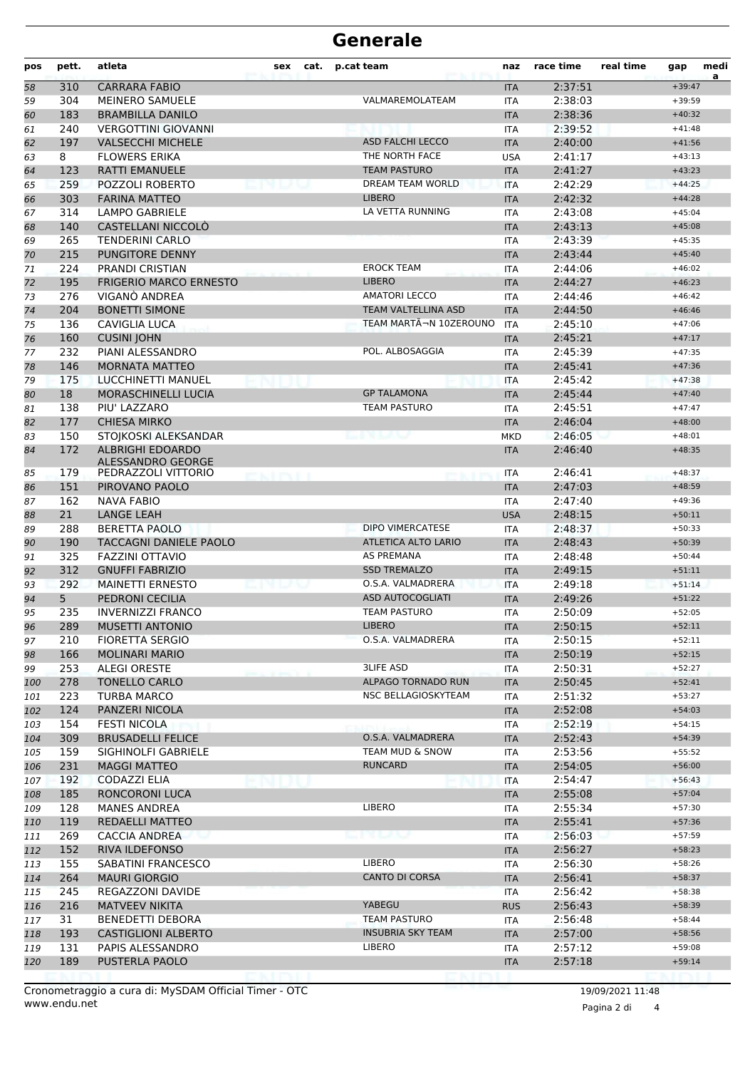# Generale

| pos | pett. | atleta | sex | cat. | p.cat | team | naz | race time | real time | gap | medi a |
|---|---|---|---|---|---|---|---|---|---|---|---|
| 58 | 310 | CARRARA FABIO | | | | | ITA | 2:37:51 | | +39:47 | |
| 59 | 304 | MEINERO SAMUELE | | | | VALMAREMOLATEAM | ITA | 2:38:03 | | +39:59 | |
| 60 | 183 | BRAMBILLA DANILO | | | | | ITA | 2:38:36 | | +40:32 | |
| 61 | 240 | VERGOTTINI GIOVANNI | | | | | ITA | 2:39:52 | | +41:48 | |
| 62 | 197 | VALSECCHI MICHELE | | | | ASD FALCHI LECCO | ITA | 2:40:00 | | +41:56 | |
| 63 | 8 | FLOWERS ERIKA | | | | THE NORTH FACE | USA | 2:41:17 | | +43:13 | |
| 64 | 123 | RATTI EMANUELE | | | | TEAM PASTURO | ITA | 2:41:27 | | +43:23 | |
| 65 | 259 | POZZOLI ROBERTO | | | | DREAM TEAM WORLD | ITA | 2:42:29 | | +44:25 | |
| 66 | 303 | FARINA MATTEO | | | | LIBERO | ITA | 2:42:32 | | +44:28 | |
| 67 | 314 | LAMPO GABRIELE | | | | LA VETTA RUNNING | ITA | 2:43:08 | | +45:04 | |
| 68 | 140 | CASTELLANI NICCOLÒ | | | | | ITA | 2:43:13 | | +45:08 | |
| 69 | 265 | TENDERINI CARLO | | | | | ITA | 2:43:39 | | +45:35 | |
| 70 | 215 | PUNGITORE DENNY | | | | | ITA | 2:43:44 | | +45:40 | |
| 71 | 224 | PRANDI CRISTIAN | | | | EROCK TEAM | ITA | 2:44:06 | | +46:02 | |
| 72 | 195 | FRIGERIO MARCO ERNESTO | | | | LIBERO | ITA | 2:44:27 | | +46:23 | |
| 73 | 276 | VIGANÒ ANDREA | | | | AMATORI LECCO | ITA | 2:44:46 | | +46:42 | |
| 74 | 204 | BONETTI SIMONE | | | | TEAM VALTELLINA ASD | ITA | 2:44:50 | | +46:46 | |
| 75 | 136 | CAVIGLIA LUCA | | | | TEAM MARTÃ¬N 10ZEROUNO | ITA | 2:45:10 | | +47:06 | |
| 76 | 160 | CUSINI JOHN | | | | | ITA | 2:45:21 | | +47:17 | |
| 77 | 232 | PIANI ALESSANDRO | | | | POL. ALBOSAGGIA | ITA | 2:45:39 | | +47:35 | |
| 78 | 146 | MORNATA MATTEO | | | | | ITA | 2:45:41 | | +47:36 | |
| 79 | 175 | LUCCHINETTI MANUEL | | | | | ITA | 2:45:42 | | +47:38 | |
| 80 | 18 | MORASCHINELLI LUCIA | | | | GP TALAMONA | ITA | 2:45:44 | | +47:40 | |
| 81 | 138 | PIU' LAZZARO | | | | TEAM PASTURO | ITA | 2:45:51 | | +47:47 | |
| 82 | 177 | CHIESA MIRKO | | | | | ITA | 2:46:04 | | +48:00 | |
| 83 | 150 | STOJKOSKI ALEKSANDAR | | | | | MKD | 2:46:05 | | +48:01 | |
| 84 | 172 | ALBRIGHI EDOARDO ALESSANDRO GEORGE | | | | | ITA | 2:46:40 | | +48:35 | |
| 85 | 179 | PEDRAZZOLI VITTORIO | | | | | ITA | 2:46:41 | | +48:37 | |
| 86 | 151 | PIROVANO PAOLO | | | | | ITA | 2:47:03 | | +48:59 | |
| 87 | 162 | NAVA FABIO | | | | | ITA | 2:47:40 | | +49:36 | |
| 88 | 21 | LANGE LEAH | | | | | USA | 2:48:15 | | +50:11 | |
| 89 | 288 | BERETTA PAOLO | | | | DIPO VIMERCATESE | ITA | 2:48:37 | | +50:33 | |
| 90 | 190 | TACCAGNI DANIELE PAOLO | | | | ATLETICA ALTO LARIO | ITA | 2:48:43 | | +50:39 | |
| 91 | 325 | FAZZINI OTTAVIO | | | | AS PREMANA | ITA | 2:48:48 | | +50:44 | |
| 92 | 312 | GNUFFI FABRIZIO | | | | SSD TREMALZO | ITA | 2:49:15 | | +51:11 | |
| 93 | 292 | MAINETTI ERNESTO | | | | O.S.A. VALMADRERA | ITA | 2:49:18 | | +51:14 | |
| 94 | 5 | PEDRONI CECILIA | | | | ASD AUTOCOGLIATI | ITA | 2:49:26 | | +51:22 | |
| 95 | 235 | INVERNIZZI FRANCO | | | | TEAM PASTURO | ITA | 2:50:09 | | +52:05 | |
| 96 | 289 | MUSETTI ANTONIO | | | | LIBERO | ITA | 2:50:15 | | +52:11 | |
| 97 | 210 | FIORETTA SERGIO | | | | O.S.A. VALMADRERA | ITA | 2:50:15 | | +52:11 | |
| 98 | 166 | MOLINARI MARIO | | | | | ITA | 2:50:19 | | +52:15 | |
| 99 | 253 | ALEGI ORESTE | | | | 3LIFE ASD | ITA | 2:50:31 | | +52:27 | |
| 100 | 278 | TONELLO CARLO | | | | ALPAGO TORNADO RUN | ITA | 2:50:45 | | +52:41 | |
| 101 | 223 | TURBA MARCO | | | | NSC BELLAGIOSKYTEAM | ITA | 2:51:32 | | +53:27 | |
| 102 | 124 | PANZERI NICOLA | | | | | ITA | 2:52:08 | | +54:03 | |
| 103 | 154 | FESTI NICOLA | | | | | ITA | 2:52:19 | | +54:15 | |
| 104 | 309 | BRUSADELLI FELICE | | | | O.S.A. VALMADRERA | ITA | 2:52:43 | | +54:39 | |
| 105 | 159 | SIGHINOLFI GABRIELE | | | | TEAM MUD & SNOW | ITA | 2:53:56 | | +55:52 | |
| 106 | 231 | MAGGI MATTEO | | | | RUNCARD | ITA | 2:54:05 | | +56:00 | |
| 107 | 192 | CODAZZI ELIA | | | | | ITA | 2:54:47 | | +56:43 | |
| 108 | 185 | RONCORONI LUCA | | | | | ITA | 2:55:08 | | +57:04 | |
| 109 | 128 | MANES ANDREA | | | | LIBERO | ITA | 2:55:34 | | +57:30 | |
| 110 | 119 | REDAELLI MATTEO | | | | | ITA | 2:55:41 | | +57:36 | |
| 111 | 269 | CACCIA ANDREA | | | | | ITA | 2:56:03 | | +57:59 | |
| 112 | 152 | RIVA ILDEFONSO | | | | | ITA | 2:56:27 | | +58:23 | |
| 113 | 155 | SABATINI FRANCESCO | | | | LIBERO | ITA | 2:56:30 | | +58:26 | |
| 114 | 264 | MAURI GIORGIO | | | | CANTO DI CORSA | ITA | 2:56:41 | | +58:37 | |
| 115 | 245 | REGAZZONI DAVIDE | | | | | ITA | 2:56:42 | | +58:38 | |
| 116 | 216 | MATVEEV NIKITA | | | | YABEGU | RUS | 2:56:43 | | +58:39 | |
| 117 | 31 | BENEDETTI DEBORA | | | | TEAM PASTURO | ITA | 2:56:48 | | +58:44 | |
| 118 | 193 | CASTIGLIONI ALBERTO | | | | INSUBRIA SKY TEAM | ITA | 2:57:00 | | +58:56 | |
| 119 | 131 | PAPIS ALESSANDRO | | | | LIBERO | ITA | 2:57:12 | | +59:08 | |
| 120 | 189 | PUSTERLA PAOLO | | | | | ITA | 2:57:18 | | +59:14 | |

Cronometraggio a cura di: MySDAM Official Timer - OTC
www.endu.net

19/09/2021 11:48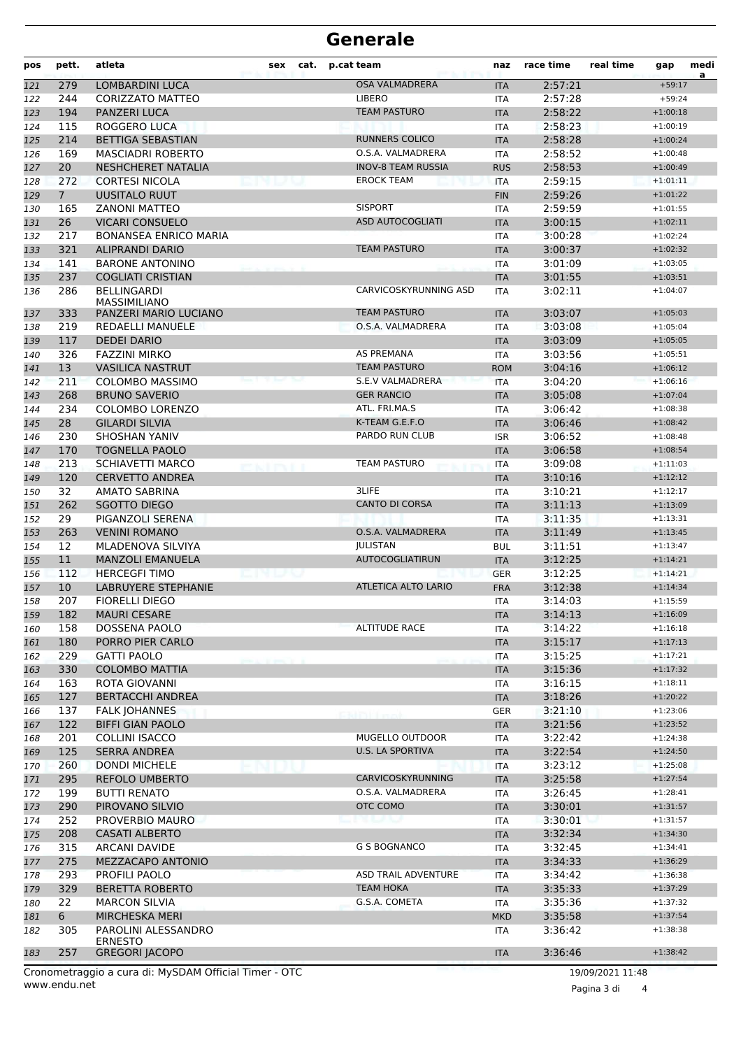# Generale

| pos | pett. | atleta | sex | cat. | p.cat | team | naz | race time | real time | gap | media |
|---|---|---|---|---|---|---|---|---|---|---|---|
| 121 | 279 | LOMBARDINI LUCA | | | | OSA VALMADRERA | ITA | 2:57:21 | | +59:17 | |
| 122 | 244 | CORIZZATO MATTEO | | | | LIBERO | ITA | 2:57:28 | | +59:24 | |
| 123 | 194 | PANZERI LUCA | | | | TEAM PASTURO | ITA | 2:58:22 | | +1:00:18 | |
| 124 | 115 | ROGGERO LUCA | | | | | ITA | 2:58:23 | | +1:00:19 | |
| 125 | 214 | BETTIGA SEBASTIAN | | | | RUNNERS COLICO | ITA | 2:58:28 | | +1:00:24 | |
| 126 | 169 | MASCIADRI ROBERTO | | | | O.S.A. VALMADRERA | ITA | 2:58:52 | | +1:00:48 | |
| 127 | 20 | NESHCHERET NATALIA | | | | INOV-8 TEAM RUSSIA | RUS | 2:58:53 | | +1:00:49 | |
| 128 | 272 | CORTESI NICOLA | | | | EROCK TEAM | ITA | 2:59:15 | | +1:01:11 | |
| 129 | 7 | UUSITALO RUUT | | | | | FIN | 2:59:26 | | +1:01:22 | |
| 130 | 165 | ZANONI MATTEO | | | | SISPORT | ITA | 2:59:59 | | +1:01:55 | |
| 131 | 26 | VICARI CONSUELO | | | | ASD AUTOCOGLIATI | ITA | 3:00:15 | | +1:02:11 | |
| 132 | 217 | BONANSEA ENRICO MARIA | | | | | ITA | 3:00:28 | | +1:02:24 | |
| 133 | 321 | ALIPRANDI DARIO | | | | TEAM PASTURO | ITA | 3:00:37 | | +1:02:32 | |
| 134 | 141 | BARONE ANTONINO | | | | | ITA | 3:01:09 | | +1:03:05 | |
| 135 | 237 | COGLIATI CRISTIAN | | | | | ITA | 3:01:55 | | +1:03:51 | |
| 136 | 286 | BELLINGARDI MASSIMILIANO | | | | CARVICOSKYRUNNING ASD | ITA | 3:02:11 | | +1:04:07 | |
| 137 | 333 | PANZERI MARIO LUCIANO | | | | TEAM PASTURO | ITA | 3:03:07 | | +1:05:03 | |
| 138 | 219 | REDAELLI MANUELE | | | | O.S.A. VALMADRERA | ITA | 3:03:08 | | +1:05:04 | |
| 139 | 117 | DEDEI DARIO | | | | | ITA | 3:03:09 | | +1:05:05 | |
| 140 | 326 | FAZZINI MIRKO | | | | AS PREMANA | ITA | 3:03:56 | | +1:05:51 | |
| 141 | 13 | VASILICA NASTRUT | | | | TEAM PASTURO | ROM | 3:04:16 | | +1:06:12 | |
| 142 | 211 | COLOMBO MASSIMO | | | | S.E.V VALMADRERA | ITA | 3:04:20 | | +1:06:16 | |
| 143 | 268 | BRUNO SAVERIO | | | | GER RANCIO | ITA | 3:05:08 | | +1:07:04 | |
| 144 | 234 | COLOMBO LORENZO | | | | ATL. FRI.MA.S | ITA | 3:06:42 | | +1:08:38 | |
| 145 | 28 | GILARDI SILVIA | | | | K-TEAM G.E.F.O | ITA | 3:06:46 | | +1:08:42 | |
| 146 | 230 | SHOSHAN YANIV | | | | PARDO RUN CLUB | ISR | 3:06:52 | | +1:08:48 | |
| 147 | 170 | TOGNELLA PAOLO | | | | | ITA | 3:06:58 | | +1:08:54 | |
| 148 | 213 | SCHIAVETTI MARCO | | | | TEAM PASTURO | ITA | 3:09:08 | | +1:11:03 | |
| 149 | 120 | CERVETTO ANDREA | | | | | ITA | 3:10:16 | | +1:12:12 | |
| 150 | 32 | AMATO SABRINA | | | | 3LIFE | ITA | 3:10:21 | | +1:12:17 | |
| 151 | 262 | SGOTTO DIEGO | | | | CANTO DI CORSA | ITA | 3:11:13 | | +1:13:09 | |
| 152 | 29 | PIGANZOLI SERENA | | | | | ITA | 3:11:35 | | +1:13:31 | |
| 153 | 263 | VENINI ROMANO | | | | O.S.A. VALMADRERA | ITA | 3:11:49 | | +1:13:45 | |
| 154 | 12 | MLADENOVA SILVIYA | | | | JULISTAN | BUL | 3:11:51 | | +1:13:47 | |
| 155 | 11 | MANZOLI EMANUELA | | | | AUTOCOGLIATIRUN | ITA | 3:12:25 | | +1:14:21 | |
| 156 | 112 | HERCEGFI TIMO | | | | | GER | 3:12:25 | | +1:14:21 | |
| 157 | 10 | LABRUYERE STEPHANIE | | | | ATLETICA ALTO LARIO | FRA | 3:12:38 | | +1:14:34 | |
| 158 | 207 | FIORELLI DIEGO | | | | | ITA | 3:14:03 | | +1:15:59 | |
| 159 | 182 | MAURI CESARE | | | | | ITA | 3:14:13 | | +1:16:09 | |
| 160 | 158 | DOSSENA PAOLO | | | | ALTITUDE RACE | ITA | 3:14:22 | | +1:16:18 | |
| 161 | 180 | PORRO PIER CARLO | | | | | ITA | 3:15:17 | | +1:17:13 | |
| 162 | 229 | GATTI PAOLO | | | | | ITA | 3:15:25 | | +1:17:21 | |
| 163 | 330 | COLOMBO MATTIA | | | | | ITA | 3:15:36 | | +1:17:32 | |
| 164 | 163 | ROTA GIOVANNI | | | | | ITA | 3:16:15 | | +1:18:11 | |
| 165 | 127 | BERTACCHI ANDREA | | | | | ITA | 3:18:26 | | +1:20:22 | |
| 166 | 137 | FALK JOHANNES | | | | | GER | 3:21:10 | | +1:23:06 | |
| 167 | 122 | BIFFI GIAN PAOLO | | | | | ITA | 3:21:56 | | +1:23:52 | |
| 168 | 201 | COLLINI ISACCO | | | | MUGELLO OUTDOOR | ITA | 3:22:42 | | +1:24:38 | |
| 169 | 125 | SERRA ANDREA | | | | U.S. LA SPORTIVA | ITA | 3:22:54 | | +1:24:50 | |
| 170 | 260 | DONDI MICHELE | | | | | ITA | 3:23:12 | | +1:25:08 | |
| 171 | 295 | REFOLO UMBERTO | | | | CARVICOSKYRUNNING | ITA | 3:25:58 | | +1:27:54 | |
| 172 | 199 | BUTTI RENATO | | | | O.S.A. VALMADRERA | ITA | 3:26:45 | | +1:28:41 | |
| 173 | 290 | PIROVANO SILVIO | | | | OTC COMO | ITA | 3:30:01 | | +1:31:57 | |
| 174 | 252 | PROVERBIO MAURO | | | | | ITA | 3:30:01 | | +1:31:57 | |
| 175 | 208 | CASATI ALBERTO | | | | | ITA | 3:32:34 | | +1:34:30 | |
| 176 | 315 | ARCANI DAVIDE | | | | G S BOGNANCO | ITA | 3:32:45 | | +1:34:41 | |
| 177 | 275 | MEZZACAPO ANTONIO | | | | | ITA | 3:34:33 | | +1:36:29 | |
| 178 | 293 | PROFILI PAOLO | | | | ASD TRAIL ADVENTURE | ITA | 3:34:42 | | +1:36:38 | |
| 179 | 329 | BERETTA ROBERTO | | | | TEAM HOKA | ITA | 3:35:33 | | +1:37:29 | |
| 180 | 22 | MARCON SILVIA | | | | G.S.A. COMETA | ITA | 3:35:36 | | +1:37:32 | |
| 181 | 6 | MIRCHESKA MERI | | | | | MKD | 3:35:58 | | +1:37:54 | |
| 182 | 305 | PAROLINI ALESSANDRO ERNESTO | | | | | ITA | 3:36:42 | | +1:38:38 | |
| 183 | 257 | GREGORI JACOPO | | | | | ITA | 3:36:46 | | +1:38:42 | |

Cronometraggio a cura di: MySDAM Official Timer - OTC
www.endu.net

19/09/2021 11:48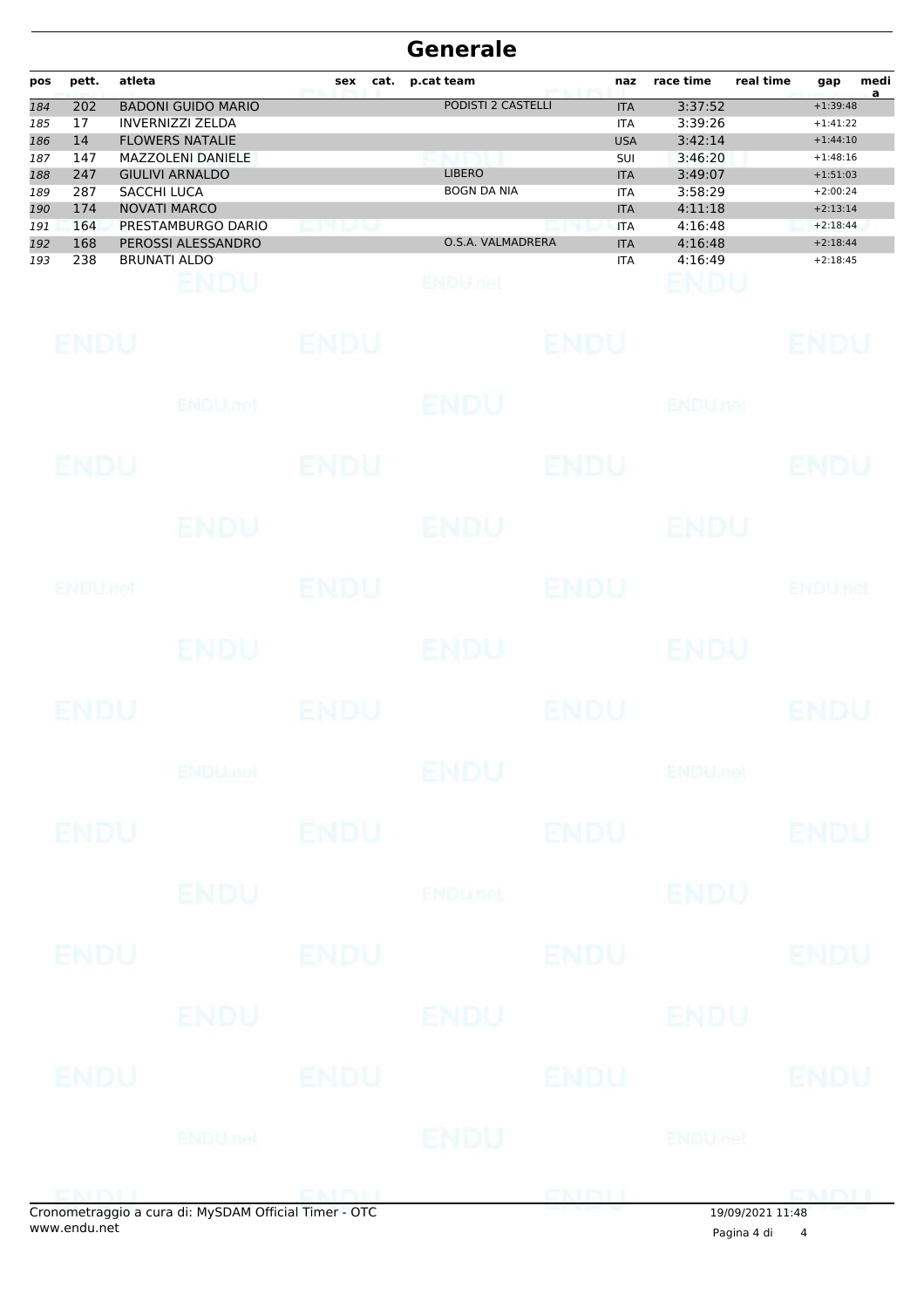# Generale

| pos | pett. | atleta | sex | cat. | p.cat | team | naz | race time | real time | gap | media |
|---|---|---|---|---|---|---|---|---|---|---|---|
| 184 | 202 | BADONI GUIDO MARIO | | | | PODISTI 2 CASTELLI | ITA | 3:37:52 | | +1:39:48 | |
| 185 | 17 | INVERNIZZI ZELDA | | | | | ITA | 3:39:26 | | +1:41:22 | |
| 186 | 14 | FLOWERS NATALIE | | | | | USA | 3:42:14 | | +1:44:10 | |
| 187 | 147 | MAZZOLENI DANIELE | | | | | SUI | 3:46:20 | | +1:48:16 | |
| 188 | 247 | GIULIVI ARNALDO | | | | LIBERO | ITA | 3:49:07 | | +1:51:03 | |
| 189 | 287 | SACCHI LUCA | | | | BOGN DA NIA | ITA | 3:58:29 | | +2:00:24 | |
| 190 | 174 | NOVATI MARCO | | | | | ITA | 4:11:18 | | +2:13:14 | |
| 191 | 164 | PRESTAMBURGO DARIO | | | | | ITA | 4:16:48 | | +2:18:44 | |
| 192 | 168 | PEROSSI ALESSANDRO | | | | O.S.A. VALMADRERA | ITA | 4:16:48 | | +2:18:44 | |
| 193 | 238 | BRUNATI ALDO | | | | | ITA | 4:16:49 | | +2:18:45 | |

Cronometraggio a cura di: MySDAM Official Timer - OTC
www.endu.net

19/09/2021 11:48